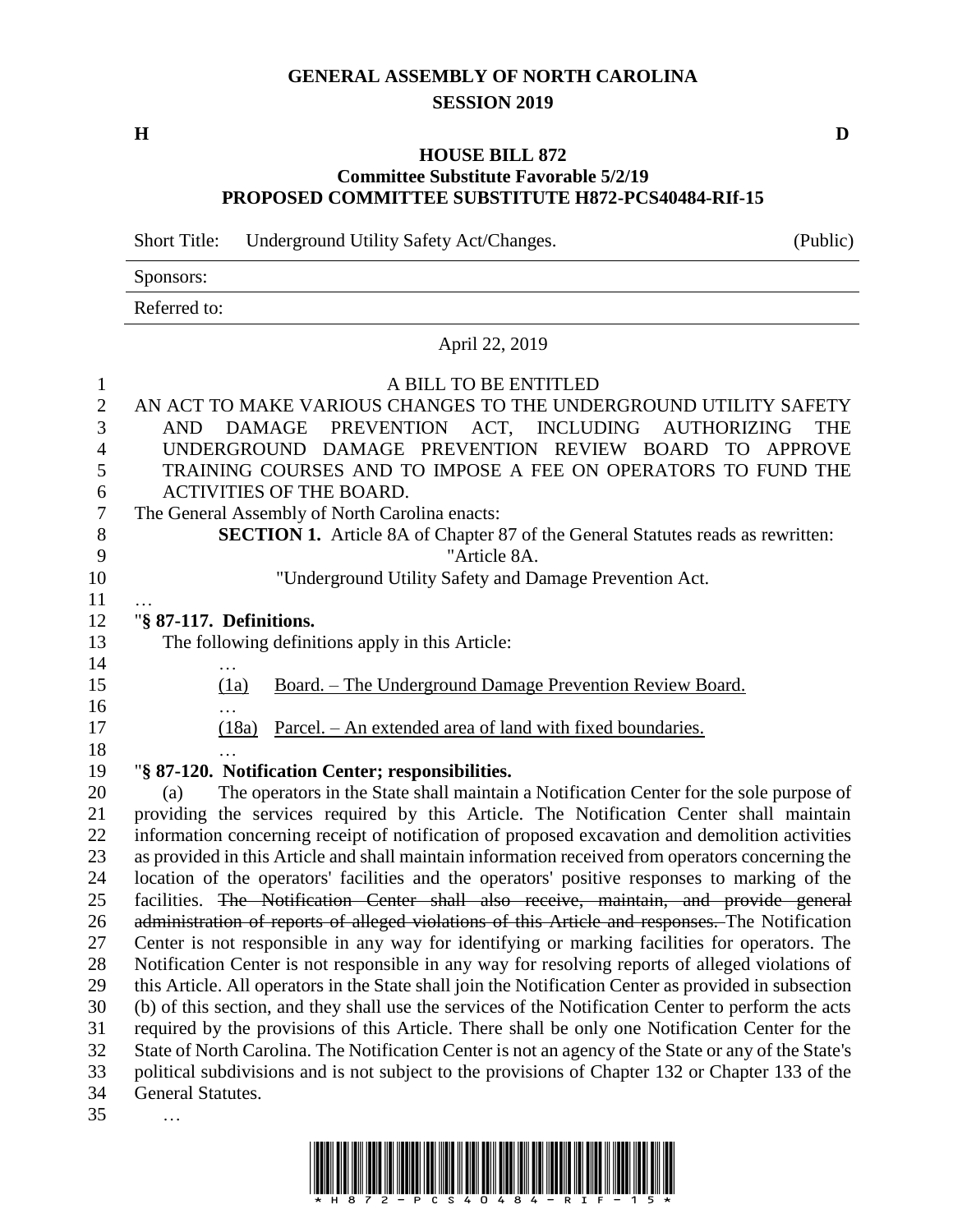# GENERAL ASSEMBLY OF NORTH CAROLINA
## SESSION 2019

**H** **D**

### HOUSE BILL 872
### Committee Substitute Favorable 5/2/19
### PROPOSED COMMITTEE SUBSTITUTE H872-PCS40484-RIf-15

Short Title: Underground Utility Safety Act/Changes. (Public)

Sponsors:

Referred to:

April 22, 2019

A BILL TO BE ENTITLED

AN ACT TO MAKE VARIOUS CHANGES TO THE UNDERGROUND UTILITY SAFETY AND DAMAGE PREVENTION ACT, INCLUDING AUTHORIZING THE UNDERGROUND DAMAGE PREVENTION REVIEW BOARD TO APPROVE TRAINING COURSES AND TO IMPOSE A FEE ON OPERATORS TO FUND THE ACTIVITIES OF THE BOARD.

The General Assembly of North Carolina enacts:

**SECTION 1.** Article 8A of Chapter 87 of the General Statutes reads as rewritten:

"Article 8A.

"Underground Utility Safety and Damage Prevention Act.

…

"**§ 87-117. Definitions.**

The following definitions apply in this Article:

…

(1a) Board. – The Underground Damage Prevention Review Board.

…

(18a) Parcel. – An extended area of land with fixed boundaries.

…

"**§ 87-120. Notification Center; responsibilities.**

(a) The operators in the State shall maintain a Notification Center for the sole purpose of providing the services required by this Article. The Notification Center shall maintain information concerning receipt of notification of proposed excavation and demolition activities as provided in this Article and shall maintain information received from operators concerning the location of the operators' facilities and the operators' positive responses to marking of the facilities. ~~The Notification Center shall also receive, maintain, and provide general administration of reports of alleged violations of this Article and responses.~~ The Notification Center is not responsible in any way for identifying or marking facilities for operators. The Notification Center is not responsible in any way for resolving reports of alleged violations of this Article. All operators in the State shall join the Notification Center as provided in subsection (b) of this section, and they shall use the services of the Notification Center to perform the acts required by the provisions of this Article. There shall be only one Notification Center for the State of North Carolina. The Notification Center is not an agency of the State or any of the State's political subdivisions and is not subject to the provisions of Chapter 132 or Chapter 133 of the General Statutes.

…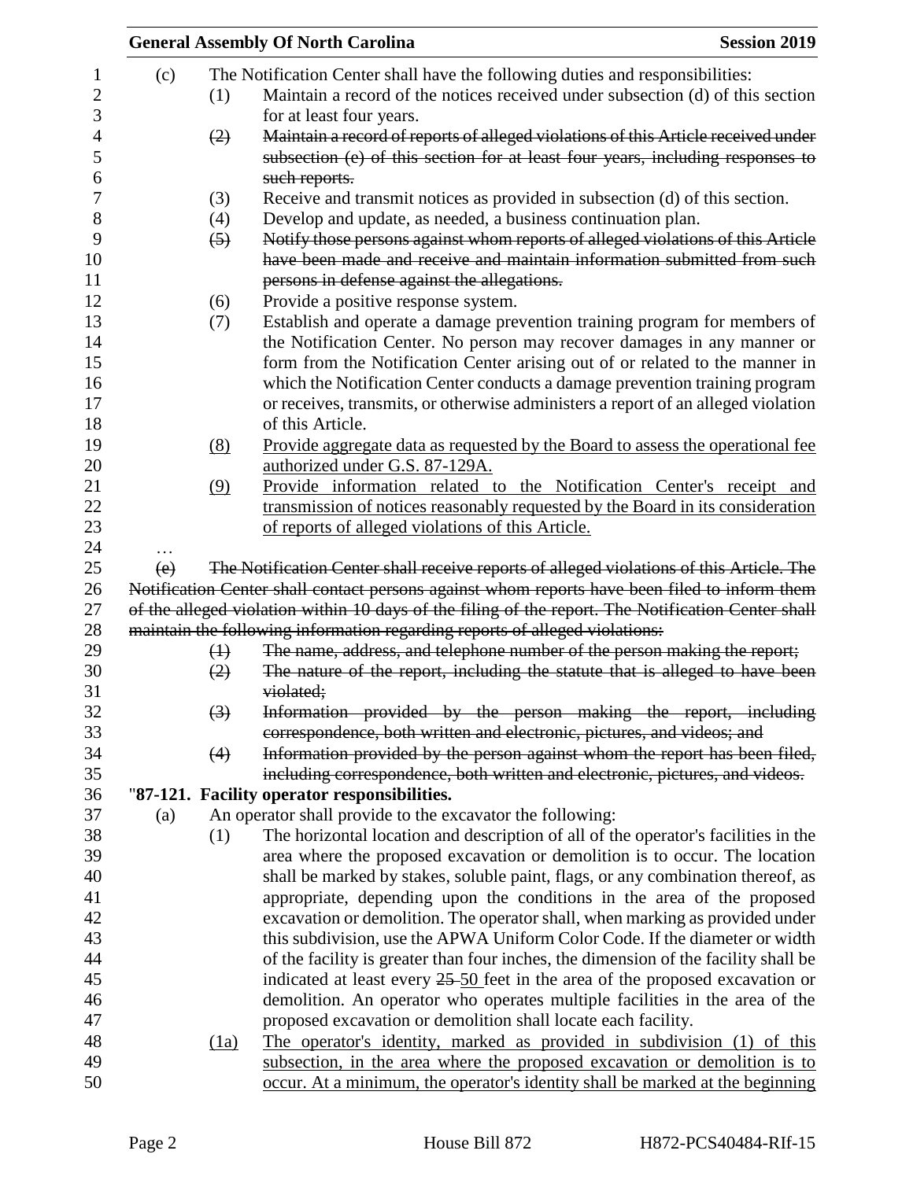(c) The Notification Center shall have the following duties and responsibilities:

(1) Maintain a record of the notices received under subsection (d) of this section for at least four years.

~~(2) Maintain a record of reports of alleged violations of this Article received under subsection (e) of this section for at least four years, including responses to such reports.~~

(3) Receive and transmit notices as provided in subsection (d) of this section.

(4) Develop and update, as needed, a business continuation plan.

~~(5) Notify those persons against whom reports of alleged violations of this Article have been made and receive and maintain information submitted from such persons in defense against the allegations.~~

(6) Provide a positive response system.

(7) Establish and operate a damage prevention training program for members of the Notification Center. No person may recover damages in any manner or form from the Notification Center arising out of or related to the manner in which the Notification Center conducts a damage prevention training program or receives, transmits, or otherwise administers a report of an alleged violation of this Article.

<u>(8) Provide aggregate data as requested by the Board to assess the operational fee authorized under G.S. 87-129A.</u>

<u>(9) Provide information related to the Notification Center's receipt and transmission of notices reasonably requested by the Board in its consideration of reports of alleged violations of this Article.</u>

…

~~(e) The Notification Center shall receive reports of alleged violations of this Article. The Notification Center shall contact persons against whom reports have been filed to inform them of the alleged violation within 10 days of the filing of the report. The Notification Center shall maintain the following information regarding reports of alleged violations:~~

~~(1) The name, address, and telephone number of the person making the report;~~

~~(2) The nature of the report, including the statute that is alleged to have been violated;~~

~~(3) Information provided by the person making the report, including correspondence, both written and electronic, pictures, and videos; and~~

~~(4) Information provided by the person against whom the report has been filed, including correspondence, both written and electronic, pictures, and videos.~~

"**87-121. Facility operator responsibilities.**

(a) An operator shall provide to the excavator the following:

(1) The horizontal location and description of all of the operator's facilities in the area where the proposed excavation or demolition is to occur. The location shall be marked by stakes, soluble paint, flags, or any combination thereof, as appropriate, depending upon the conditions in the area of the proposed excavation or demolition. The operator shall, when marking as provided under this subdivision, use the APWA Uniform Color Code. If the diameter or width of the facility is greater than four inches, the dimension of the facility shall be indicated at least every ~~25~~ <u>50</u> feet in the area of the proposed excavation or demolition. An operator who operates multiple facilities in the area of the proposed excavation or demolition shall locate each facility.

<u>(1a) The operator's identity, marked as provided in subdivision (1) of this subsection, in the area where the proposed excavation or demolition is to occur. At a minimum, the operator's identity shall be marked at the beginning</u>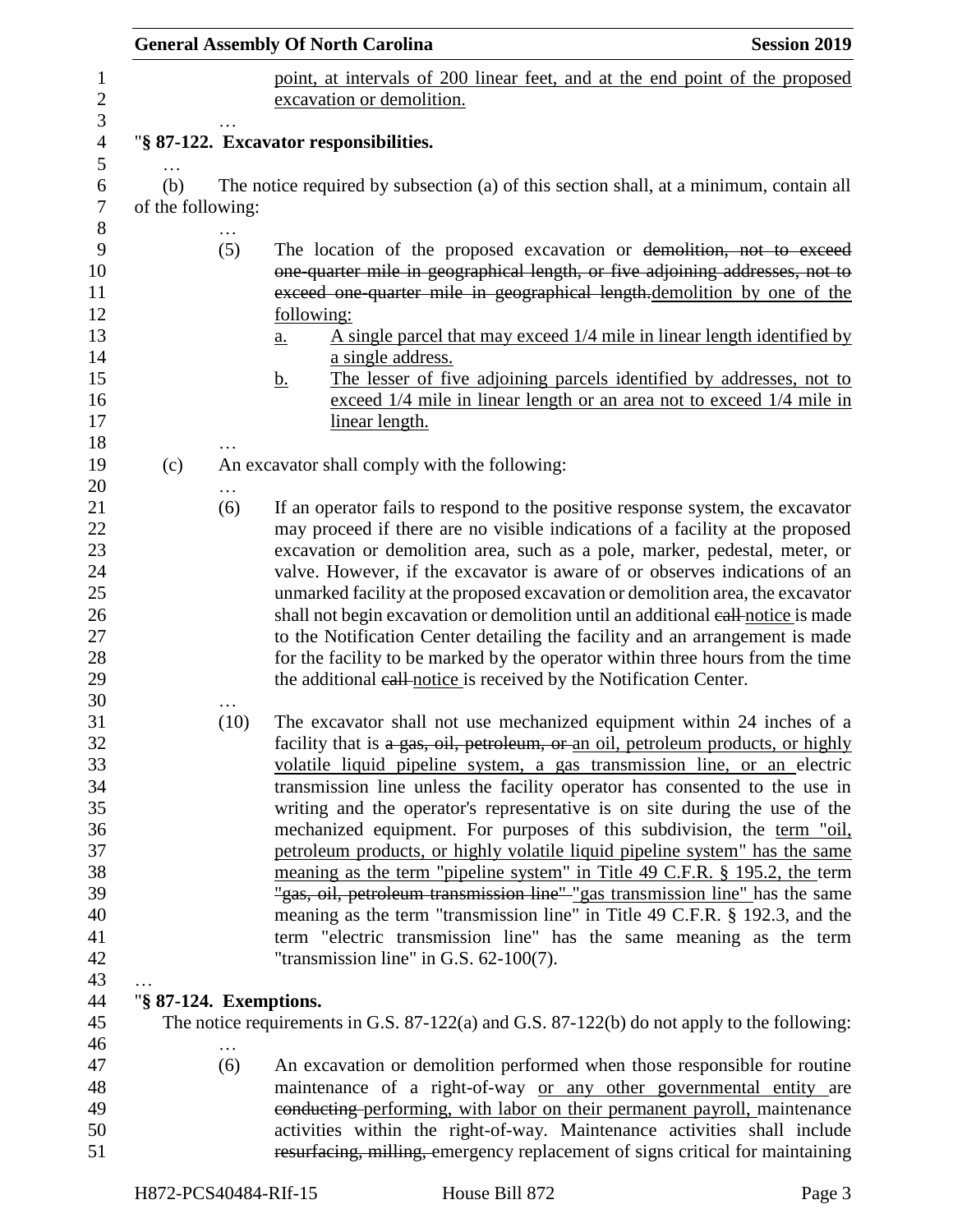point, at intervals of 200 linear feet, and at the end point of the proposed excavation or demolition.

…

"**§ 87-122. Excavator responsibilities.**

…

(b) The notice required by subsection (a) of this section shall, at a minimum, contain all of the following:

…

(5) The location of the proposed excavation or ~~demolition, not to exceed one-quarter mile in geographical length, or five adjoining addresses, not to exceed one-quarter mile in geographical length.~~demolition by one of the following:

a. A single parcel that may exceed 1/4 mile in linear length identified by a single address.

b. The lesser of five adjoining parcels identified by addresses, not to exceed 1/4 mile in linear length or an area not to exceed 1/4 mile in linear length.

…

(c) An excavator shall comply with the following:

…

(6) If an operator fails to respond to the positive response system, the excavator may proceed if there are no visible indications of a facility at the proposed excavation or demolition area, such as a pole, marker, pedestal, meter, or valve. However, if the excavator is aware of or observes indications of an unmarked facility at the proposed excavation or demolition area, the excavator shall not begin excavation or demolition until an additional ~~call~~ notice is made to the Notification Center detailing the facility and an arrangement is made for the facility to be marked by the operator within three hours from the time the additional ~~call~~ notice is received by the Notification Center.

…

(10) The excavator shall not use mechanized equipment within 24 inches of a facility that is ~~a gas, oil, petroleum, or~~ an oil, petroleum products, or highly volatile liquid pipeline system, a gas transmission line, or an electric transmission line unless the facility operator has consented to the use in writing and the operator's representative is on site during the use of the mechanized equipment. For purposes of this subdivision, the term "oil, petroleum products, or highly volatile liquid pipeline system" has the same meaning as the term "pipeline system" in Title 49 C.F.R. § 195.2, the term ~~"gas, oil, petroleum transmission line"~~ "gas transmission line" has the same meaning as the term "transmission line" in Title 49 C.F.R. § 192.3, and the term "electric transmission line" has the same meaning as the term "transmission line" in G.S. 62-100(7).

…

"**§ 87-124. Exemptions.**

The notice requirements in G.S. 87-122(a) and G.S. 87-122(b) do not apply to the following:

…

(6) An excavation or demolition performed when those responsible for routine maintenance of a right-of-way or any other governmental entity are ~~conducting~~ performing, with labor on their permanent payroll, maintenance activities within the right-of-way. Maintenance activities shall include ~~resurfacing, milling,~~ emergency replacement of signs critical for maintaining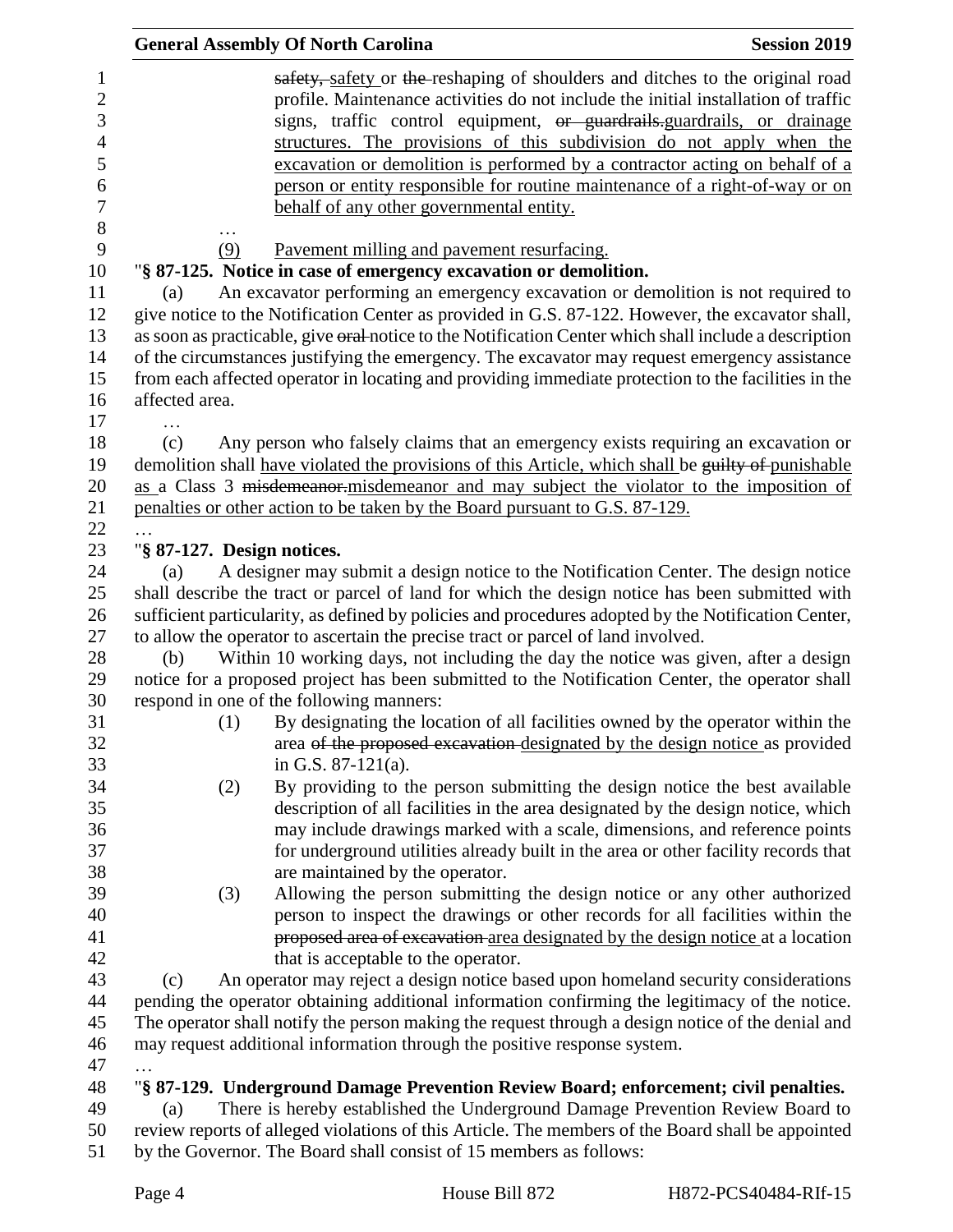~~safety,~~ safety or ~~the~~ reshaping of shoulders and ditches to the original road profile. Maintenance activities do not include the initial installation of traffic signs, traffic control equipment, ~~or guardrails.~~guardrails, or drainage structures. The provisions of this subdivision do not apply when the excavation or demolition is performed by a contractor acting on behalf of a person or entity responsible for routine maintenance of a right-of-way or on behalf of any other governmental entity.

…

(9) Pavement milling and pavement resurfacing.

"**§ 87-125. Notice in case of emergency excavation or demolition.**

(a) An excavator performing an emergency excavation or demolition is not required to give notice to the Notification Center as provided in G.S. 87-122. However, the excavator shall, as soon as practicable, give ~~oral~~ notice to the Notification Center which shall include a description of the circumstances justifying the emergency. The excavator may request emergency assistance from each affected operator in locating and providing immediate protection to the facilities in the affected area.

…

(c) Any person who falsely claims that an emergency exists requiring an excavation or demolition shall have violated the provisions of this Article, which shall be ~~guilty of~~ punishable as a Class 3 ~~misdemeanor.~~misdemeanor and may subject the violator to the imposition of penalties or other action to be taken by the Board pursuant to G.S. 87-129.

…

"**§ 87-127. Design notices.**

(a) A designer may submit a design notice to the Notification Center. The design notice shall describe the tract or parcel of land for which the design notice has been submitted with sufficient particularity, as defined by policies and procedures adopted by the Notification Center, to allow the operator to ascertain the precise tract or parcel of land involved.

(b) Within 10 working days, not including the day the notice was given, after a design notice for a proposed project has been submitted to the Notification Center, the operator shall respond in one of the following manners:

(1) By designating the location of all facilities owned by the operator within the area ~~of the proposed excavation~~ designated by the design notice as provided in G.S. 87-121(a).

(2) By providing to the person submitting the design notice the best available description of all facilities in the area designated by the design notice, which may include drawings marked with a scale, dimensions, and reference points for underground utilities already built in the area or other facility records that are maintained by the operator.

(3) Allowing the person submitting the design notice or any other authorized person to inspect the drawings or other records for all facilities within the ~~proposed area of excavation~~ area designated by the design notice at a location that is acceptable to the operator.

(c) An operator may reject a design notice based upon homeland security considerations pending the operator obtaining additional information confirming the legitimacy of the notice. The operator shall notify the person making the request through a design notice of the denial and may request additional information through the positive response system.

…

"**§ 87-129. Underground Damage Prevention Review Board; enforcement; civil penalties.**

(a) There is hereby established the Underground Damage Prevention Review Board to review reports of alleged violations of this Article. The members of the Board shall be appointed by the Governor. The Board shall consist of 15 members as follows: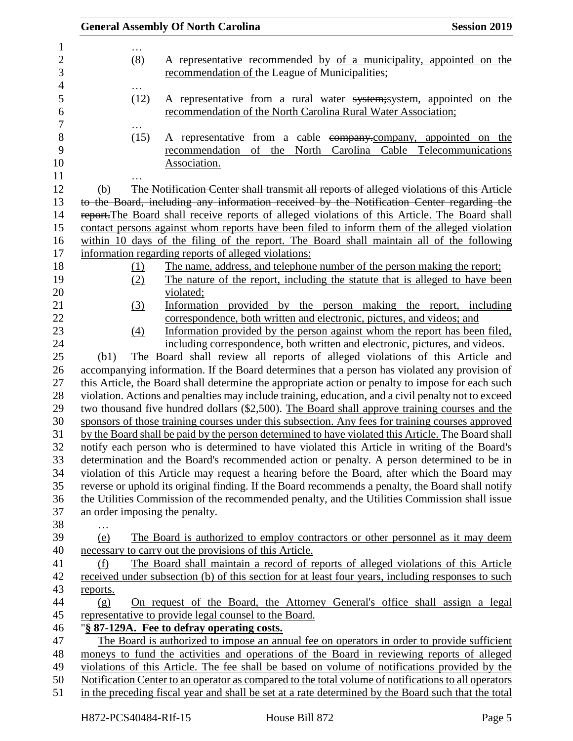…

(8) A representative ~~recommended by~~ of a municipality, appointed on the recommendation of the League of Municipalities;

…

(12) A representative from a rural water ~~system;~~system, appointed on the recommendation of the North Carolina Rural Water Association;

…

(15) A representative from a cable ~~company.~~company, appointed on the recommendation of the North Carolina Cable Telecommunications Association.

…

(b) ~~The Notification Center shall transmit all reports of alleged violations of this Article to the Board, including any information received by the Notification Center regarding the report.~~The Board shall receive reports of alleged violations of this Article. The Board shall contact persons against whom reports have been filed to inform them of the alleged violation within 10 days of the filing of the report. The Board shall maintain all of the following information regarding reports of alleged violations:

(1) The name, address, and telephone number of the person making the report;

(2) The nature of the report, including the statute that is alleged to have been violated;

(3) Information provided by the person making the report, including correspondence, both written and electronic, pictures, and videos; and

(4) Information provided by the person against whom the report has been filed, including correspondence, both written and electronic, pictures, and videos.

(b1) The Board shall review all reports of alleged violations of this Article and accompanying information. If the Board determines that a person has violated any provision of this Article, the Board shall determine the appropriate action or penalty to impose for each such violation. Actions and penalties may include training, education, and a civil penalty not to exceed two thousand five hundred dollars ($2,500). The Board shall approve training courses and the sponsors of those training courses under this subsection. Any fees for training courses approved by the Board shall be paid by the person determined to have violated this Article. The Board shall notify each person who is determined to have violated this Article in writing of the Board's determination and the Board's recommended action or penalty. A person determined to be in violation of this Article may request a hearing before the Board, after which the Board may reverse or uphold its original finding. If the Board recommends a penalty, the Board shall notify the Utilities Commission of the recommended penalty, and the Utilities Commission shall issue an order imposing the penalty.

…

(e) The Board is authorized to employ contractors or other personnel as it may deem necessary to carry out the provisions of this Article.

(f) The Board shall maintain a record of reports of alleged violations of this Article received under subsection (b) of this section for at least four years, including responses to such reports.

(g) On request of the Board, the Attorney General's office shall assign a legal representative to provide legal counsel to the Board.

"**§ 87-129A. Fee to defray operating costs.**

The Board is authorized to impose an annual fee on operators in order to provide sufficient moneys to fund the activities and operations of the Board in reviewing reports of alleged violations of this Article. The fee shall be based on volume of notifications provided by the Notification Center to an operator as compared to the total volume of notifications to all operators in the preceding fiscal year and shall be set at a rate determined by the Board such that the total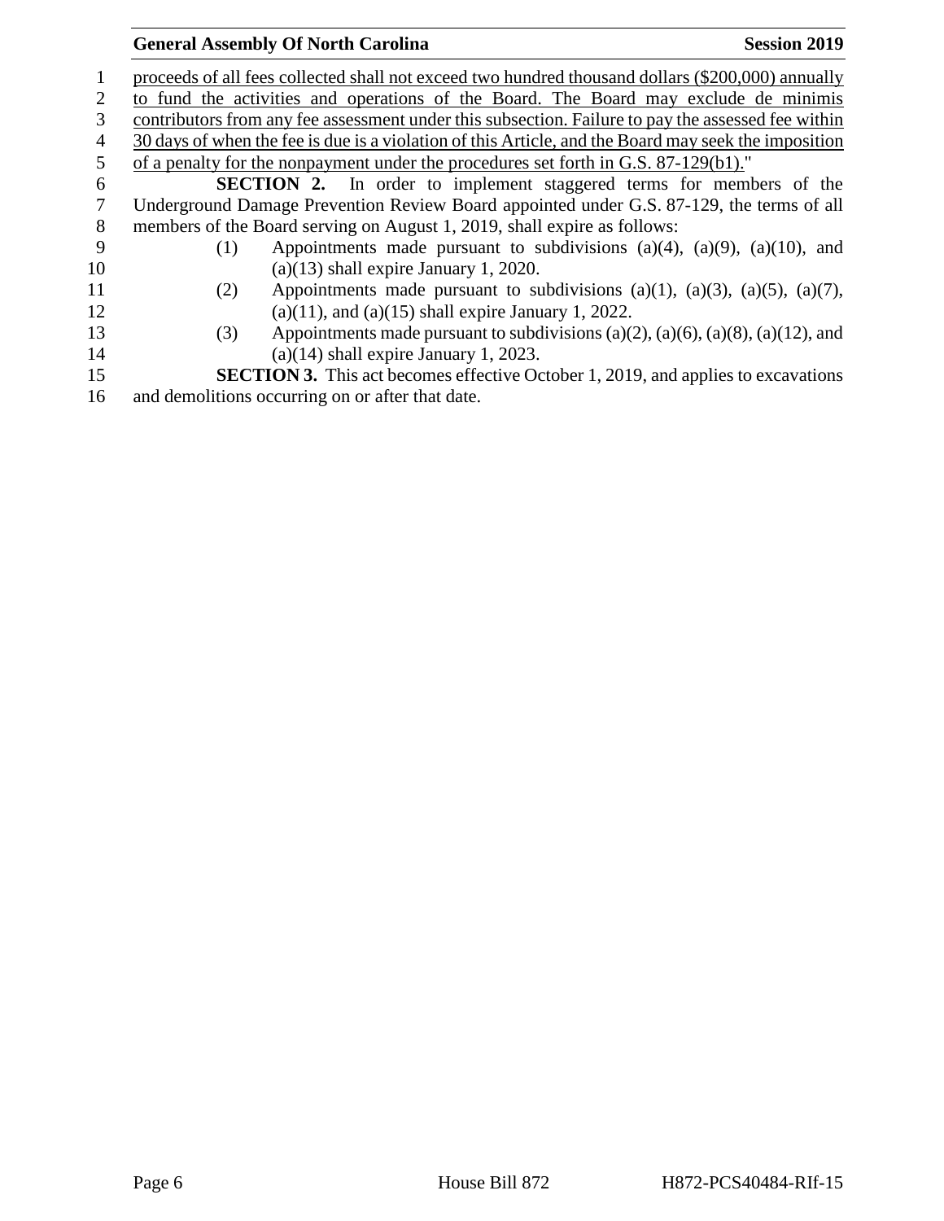proceeds of all fees collected shall not exceed two hundred thousand dollars ($200,000) annually to fund the activities and operations of the Board. The Board may exclude de minimis contributors from any fee assessment under this subsection. Failure to pay the assessed fee within 30 days of when the fee is due is a violation of this Article, and the Board may seek the imposition of a penalty for the nonpayment under the procedures set forth in G.S. 87-129(b1)."

**SECTION 2.** In order to implement staggered terms for members of the Underground Damage Prevention Review Board appointed under G.S. 87-129, the terms of all members of the Board serving on August 1, 2019, shall expire as follows:

(1) Appointments made pursuant to subdivisions (a)(4), (a)(9), (a)(10), and (a)(13) shall expire January 1, 2020.

(2) Appointments made pursuant to subdivisions (a)(1), (a)(3), (a)(5), (a)(7), (a)(11), and (a)(15) shall expire January 1, 2022.

(3) Appointments made pursuant to subdivisions (a)(2), (a)(6), (a)(8), (a)(12), and (a)(14) shall expire January 1, 2023.

**SECTION 3.** This act becomes effective October 1, 2019, and applies to excavations and demolitions occurring on or after that date.